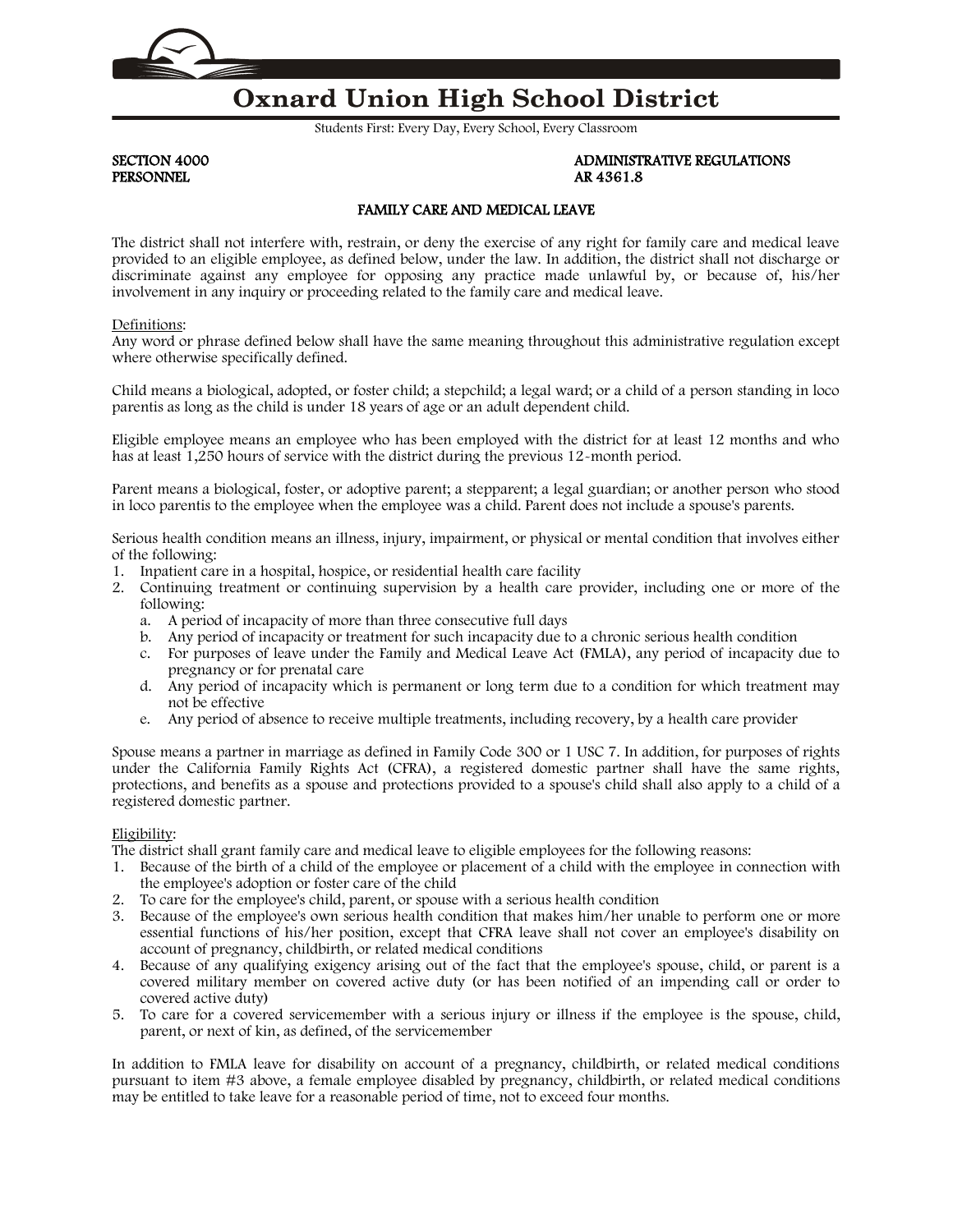# Oxnard Union High School District

Students First: Every Day, Every School, Every Classroom

**SECTION 4000** **ADMINISTRATIVE REGULATIONS**
**PERSONNEL** **AR 4361.8**

## FAMILY CARE AND MEDICAL LEAVE

The district shall not interfere with, restrain, or deny the exercise of any right for family care and medical leave provided to an eligible employee, as defined below, under the law. In addition, the district shall not discharge or discriminate against any employee for opposing any practice made unlawful by, or because of, his/her involvement in any inquiry or proceeding related to the family care and medical leave.

Definitions:
Any word or phrase defined below shall have the same meaning throughout this administrative regulation except where otherwise specifically defined.

Child means a biological, adopted, or foster child; a stepchild; a legal ward; or a child of a person standing in loco parentis as long as the child is under 18 years of age or an adult dependent child.

Eligible employee means an employee who has been employed with the district for at least 12 months and who has at least 1,250 hours of service with the district during the previous 12-month period.

Parent means a biological, foster, or adoptive parent; a stepparent; a legal guardian; or another person who stood in loco parentis to the employee when the employee was a child. Parent does not include a spouse's parents.

Serious health condition means an illness, injury, impairment, or physical or mental condition that involves either of the following:

1. Inpatient care in a hospital, hospice, or residential health care facility
2. Continuing treatment or continuing supervision by a health care provider, including one or more of the following:
   a. A period of incapacity of more than three consecutive full days
   b. Any period of incapacity or treatment for such incapacity due to a chronic serious health condition
   c. For purposes of leave under the Family and Medical Leave Act (FMLA), any period of incapacity due to pregnancy or for prenatal care
   d. Any period of incapacity which is permanent or long term due to a condition for which treatment may not be effective
   e. Any period of absence to receive multiple treatments, including recovery, by a health care provider

Spouse means a partner in marriage as defined in Family Code 300 or 1 USC 7. In addition, for purposes of rights under the California Family Rights Act (CFRA), a registered domestic partner shall have the same rights, protections, and benefits as a spouse and protections provided to a spouse's child shall also apply to a child of a registered domestic partner.

Eligibility:
The district shall grant family care and medical leave to eligible employees for the following reasons:

1. Because of the birth of a child of the employee or placement of a child with the employee in connection with the employee's adoption or foster care of the child
2. To care for the employee's child, parent, or spouse with a serious health condition
3. Because of the employee's own serious health condition that makes him/her unable to perform one or more essential functions of his/her position, except that CFRA leave shall not cover an employee's disability on account of pregnancy, childbirth, or related medical conditions
4. Because of any qualifying exigency arising out of the fact that the employee's spouse, child, or parent is a covered military member on covered active duty (or has been notified of an impending call or order to covered active duty)
5. To care for a covered servicemember with a serious injury or illness if the employee is the spouse, child, parent, or next of kin, as defined, of the servicemember

In addition to FMLA leave for disability on account of a pregnancy, childbirth, or related medical conditions pursuant to item #3 above, a female employee disabled by pregnancy, childbirth, or related medical conditions may be entitled to take leave for a reasonable period of time, not to exceed four months.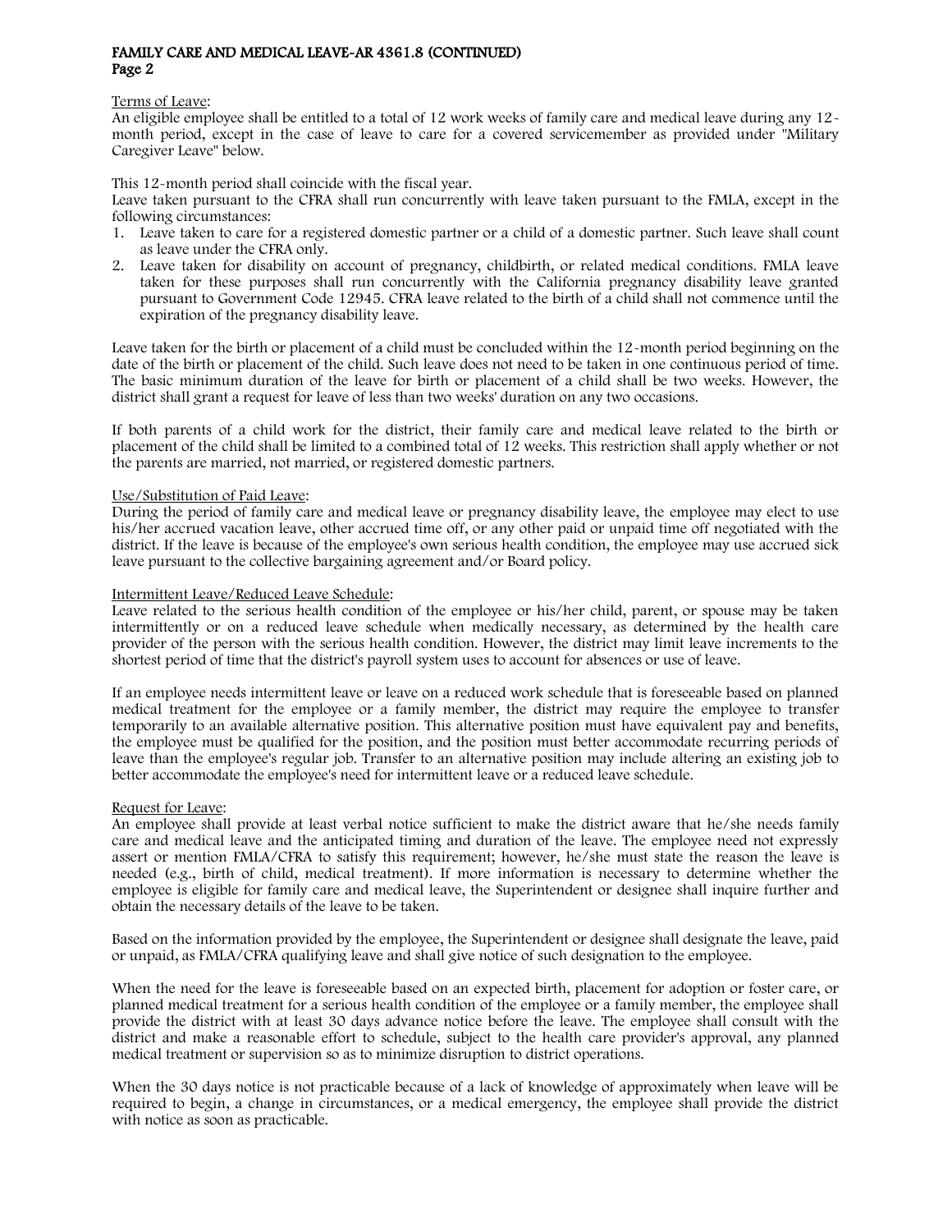Terms of Leave:

An eligible employee shall be entitled to a total of 12 work weeks of family care and medical leave during any 12-month period, except in the case of leave to care for a covered servicemember as provided under "Military Caregiver Leave" below.

This 12-month period shall coincide with the fiscal year.

Leave taken pursuant to the CFRA shall run concurrently with leave taken pursuant to the FMLA, except in the following circumstances:

1. Leave taken to care for a registered domestic partner or a child of a domestic partner. Such leave shall count as leave under the CFRA only.
2. Leave taken for disability on account of pregnancy, childbirth, or related medical conditions. FMLA leave taken for these purposes shall run concurrently with the California pregnancy disability leave granted pursuant to Government Code 12945. CFRA leave related to the birth of a child shall not commence until the expiration of the pregnancy disability leave.

Leave taken for the birth or placement of a child must be concluded within the 12-month period beginning on the date of the birth or placement of the child. Such leave does not need to be taken in one continuous period of time. The basic minimum duration of the leave for birth or placement of a child shall be two weeks. However, the district shall grant a request for leave of less than two weeks' duration on any two occasions.

If both parents of a child work for the district, their family care and medical leave related to the birth or placement of the child shall be limited to a combined total of 12 weeks. This restriction shall apply whether or not the parents are married, not married, or registered domestic partners.

Use/Substitution of Paid Leave:

During the period of family care and medical leave or pregnancy disability leave, the employee may elect to use his/her accrued vacation leave, other accrued time off, or any other paid or unpaid time off negotiated with the district. If the leave is because of the employee's own serious health condition, the employee may use accrued sick leave pursuant to the collective bargaining agreement and/or Board policy.

Intermittent Leave/Reduced Leave Schedule:

Leave related to the serious health condition of the employee or his/her child, parent, or spouse may be taken intermittently or on a reduced leave schedule when medically necessary, as determined by the health care provider of the person with the serious health condition. However, the district may limit leave increments to the shortest period of time that the district's payroll system uses to account for absences or use of leave.

If an employee needs intermittent leave or leave on a reduced work schedule that is foreseeable based on planned medical treatment for the employee or a family member, the district may require the employee to transfer temporarily to an available alternative position. This alternative position must have equivalent pay and benefits, the employee must be qualified for the position, and the position must better accommodate recurring periods of leave than the employee's regular job. Transfer to an alternative position may include altering an existing job to better accommodate the employee's need for intermittent leave or a reduced leave schedule.

Request for Leave:

An employee shall provide at least verbal notice sufficient to make the district aware that he/she needs family care and medical leave and the anticipated timing and duration of the leave. The employee need not expressly assert or mention FMLA/CFRA to satisfy this requirement; however, he/she must state the reason the leave is needed (e.g., birth of child, medical treatment). If more information is necessary to determine whether the employee is eligible for family care and medical leave, the Superintendent or designee shall inquire further and obtain the necessary details of the leave to be taken.

Based on the information provided by the employee, the Superintendent or designee shall designate the leave, paid or unpaid, as FMLA/CFRA qualifying leave and shall give notice of such designation to the employee.

When the need for the leave is foreseeable based on an expected birth, placement for adoption or foster care, or planned medical treatment for a serious health condition of the employee or a family member, the employee shall provide the district with at least 30 days advance notice before the leave. The employee shall consult with the district and make a reasonable effort to schedule, subject to the health care provider's approval, any planned medical treatment or supervision so as to minimize disruption to district operations.

When the 30 days notice is not practicable because of a lack of knowledge of approximately when leave will be required to begin, a change in circumstances, or a medical emergency, the employee shall provide the district with notice as soon as practicable.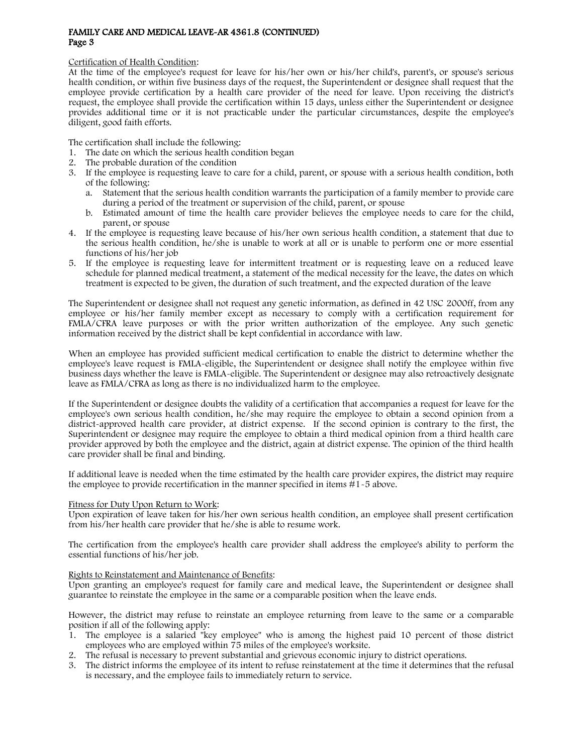Certification of Health Condition:

At the time of the employee's request for leave for his/her own or his/her child's, parent's, or spouse's serious health condition, or within five business days of the request, the Superintendent or designee shall request that the employee provide certification by a health care provider of the need for leave. Upon receiving the district's request, the employee shall provide the certification within 15 days, unless either the Superintendent or designee provides additional time or it is not practicable under the particular circumstances, despite the employee's diligent, good faith efforts.

The certification shall include the following:

1. The date on which the serious health condition began
2. The probable duration of the condition
3. If the employee is requesting leave to care for a child, parent, or spouse with a serious health condition, both of the following:
   a. Statement that the serious health condition warrants the participation of a family member to provide care during a period of the treatment or supervision of the child, parent, or spouse
   b. Estimated amount of time the health care provider believes the employee needs to care for the child, parent, or spouse
4. If the employee is requesting leave because of his/her own serious health condition, a statement that due to the serious health condition, he/she is unable to work at all or is unable to perform one or more essential functions of his/her job
5. If the employee is requesting leave for intermittent treatment or is requesting leave on a reduced leave schedule for planned medical treatment, a statement of the medical necessity for the leave, the dates on which treatment is expected to be given, the duration of such treatment, and the expected duration of the leave

The Superintendent or designee shall not request any genetic information, as defined in 42 USC 2000ff, from any employee or his/her family member except as necessary to comply with a certification requirement for FMLA/CFRA leave purposes or with the prior written authorization of the employee. Any such genetic information received by the district shall be kept confidential in accordance with law.

When an employee has provided sufficient medical certification to enable the district to determine whether the employee's leave request is FMLA-eligible, the Superintendent or designee shall notify the employee within five business days whether the leave is FMLA-eligible. The Superintendent or designee may also retroactively designate leave as FMLA/CFRA as long as there is no individualized harm to the employee.

If the Superintendent or designee doubts the validity of a certification that accompanies a request for leave for the employee's own serious health condition, he/she may require the employee to obtain a second opinion from a district-approved health care provider, at district expense. If the second opinion is contrary to the first, the Superintendent or designee may require the employee to obtain a third medical opinion from a third health care provider approved by both the employee and the district, again at district expense. The opinion of the third health care provider shall be final and binding.

If additional leave is needed when the time estimated by the health care provider expires, the district may require the employee to provide recertification in the manner specified in items #1-5 above.

Fitness for Duty Upon Return to Work:

Upon expiration of leave taken for his/her own serious health condition, an employee shall present certification from his/her health care provider that he/she is able to resume work.

The certification from the employee's health care provider shall address the employee's ability to perform the essential functions of his/her job.

Rights to Reinstatement and Maintenance of Benefits:

Upon granting an employee's request for family care and medical leave, the Superintendent or designee shall guarantee to reinstate the employee in the same or a comparable position when the leave ends.

However, the district may refuse to reinstate an employee returning from leave to the same or a comparable position if all of the following apply:

1. The employee is a salaried "key employee" who is among the highest paid 10 percent of those district employees who are employed within 75 miles of the employee's worksite.
2. The refusal is necessary to prevent substantial and grievous economic injury to district operations.
3. The district informs the employee of its intent to refuse reinstatement at the time it determines that the refusal is necessary, and the employee fails to immediately return to service.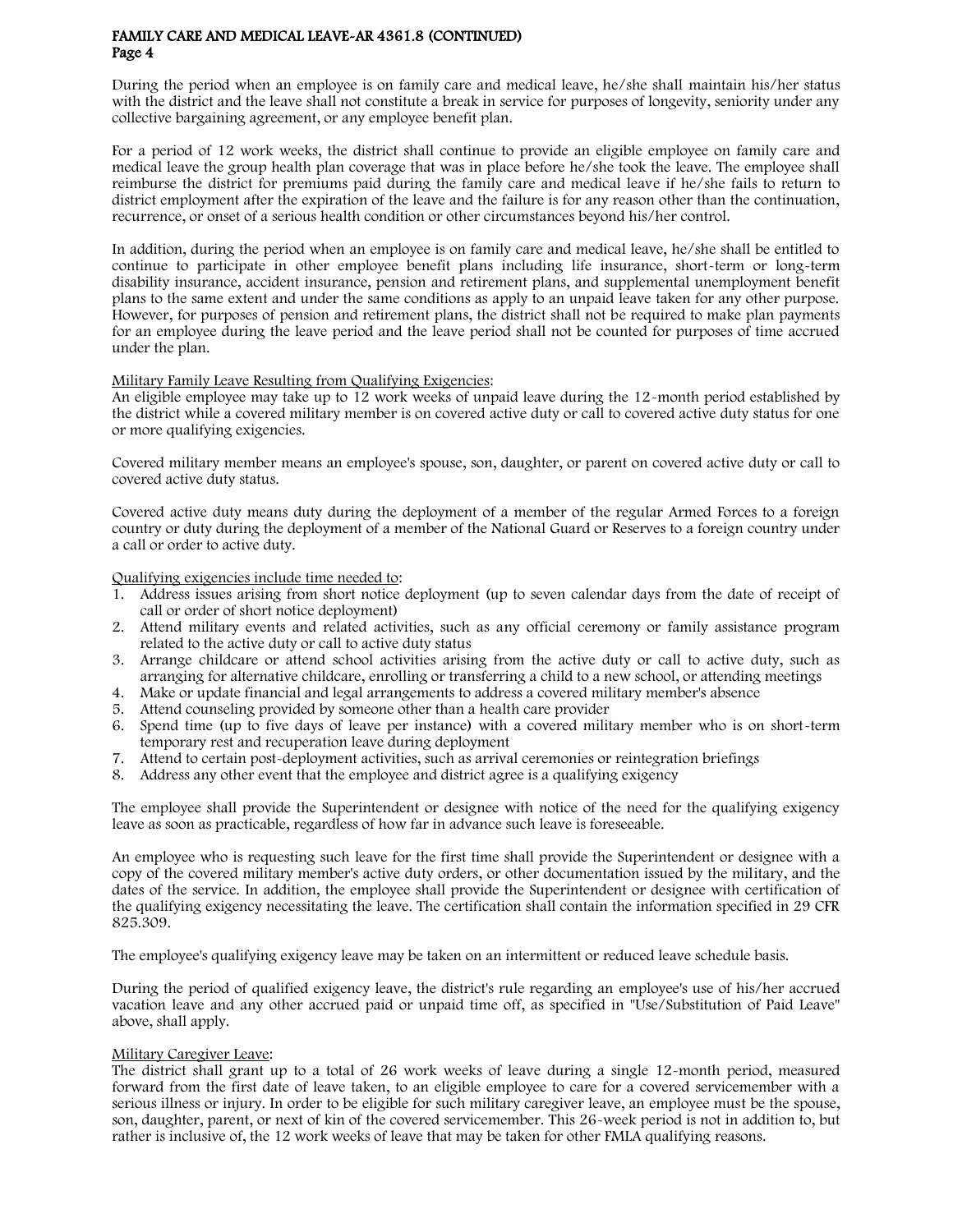During the period when an employee is on family care and medical leave, he/she shall maintain his/her status with the district and the leave shall not constitute a break in service for purposes of longevity, seniority under any collective bargaining agreement, or any employee benefit plan.

For a period of 12 work weeks, the district shall continue to provide an eligible employee on family care and medical leave the group health plan coverage that was in place before he/she took the leave. The employee shall reimburse the district for premiums paid during the family care and medical leave if he/she fails to return to district employment after the expiration of the leave and the failure is for any reason other than the continuation, recurrence, or onset of a serious health condition or other circumstances beyond his/her control.

In addition, during the period when an employee is on family care and medical leave, he/she shall be entitled to continue to participate in other employee benefit plans including life insurance, short-term or long-term disability insurance, accident insurance, pension and retirement plans, and supplemental unemployment benefit plans to the same extent and under the same conditions as apply to an unpaid leave taken for any other purpose. However, for purposes of pension and retirement plans, the district shall not be required to make plan payments for an employee during the leave period and the leave period shall not be counted for purposes of time accrued under the plan.

Military Family Leave Resulting from Qualifying Exigencies:
An eligible employee may take up to 12 work weeks of unpaid leave during the 12-month period established by the district while a covered military member is on covered active duty or call to covered active duty status for one or more qualifying exigencies.

Covered military member means an employee's spouse, son, daughter, or parent on covered active duty or call to covered active duty status.

Covered active duty means duty during the deployment of a member of the regular Armed Forces to a foreign country or duty during the deployment of a member of the National Guard or Reserves to a foreign country under a call or order to active duty.

Qualifying exigencies include time needed to:

1. Address issues arising from short notice deployment (up to seven calendar days from the date of receipt of call or order of short notice deployment)
2. Attend military events and related activities, such as any official ceremony or family assistance program related to the active duty or call to active duty status
3. Arrange childcare or attend school activities arising from the active duty or call to active duty, such as arranging for alternative childcare, enrolling or transferring a child to a new school, or attending meetings
4. Make or update financial and legal arrangements to address a covered military member's absence
5. Attend counseling provided by someone other than a health care provider
6. Spend time (up to five days of leave per instance) with a covered military member who is on short-term temporary rest and recuperation leave during deployment
7. Attend to certain post-deployment activities, such as arrival ceremonies or reintegration briefings
8. Address any other event that the employee and district agree is a qualifying exigency

The employee shall provide the Superintendent or designee with notice of the need for the qualifying exigency leave as soon as practicable, regardless of how far in advance such leave is foreseeable.

An employee who is requesting such leave for the first time shall provide the Superintendent or designee with a copy of the covered military member's active duty orders, or other documentation issued by the military, and the dates of the service. In addition, the employee shall provide the Superintendent or designee with certification of the qualifying exigency necessitating the leave. The certification shall contain the information specified in 29 CFR 825.309.

The employee's qualifying exigency leave may be taken on an intermittent or reduced leave schedule basis.

During the period of qualified exigency leave, the district's rule regarding an employee's use of his/her accrued vacation leave and any other accrued paid or unpaid time off, as specified in "Use/Substitution of Paid Leave" above, shall apply.

Military Caregiver Leave:
The district shall grant up to a total of 26 work weeks of leave during a single 12-month period, measured forward from the first date of leave taken, to an eligible employee to care for a covered servicemember with a serious illness or injury. In order to be eligible for such military caregiver leave, an employee must be the spouse, son, daughter, parent, or next of kin of the covered servicemember. This 26-week period is not in addition to, but rather is inclusive of, the 12 work weeks of leave that may be taken for other FMLA qualifying reasons.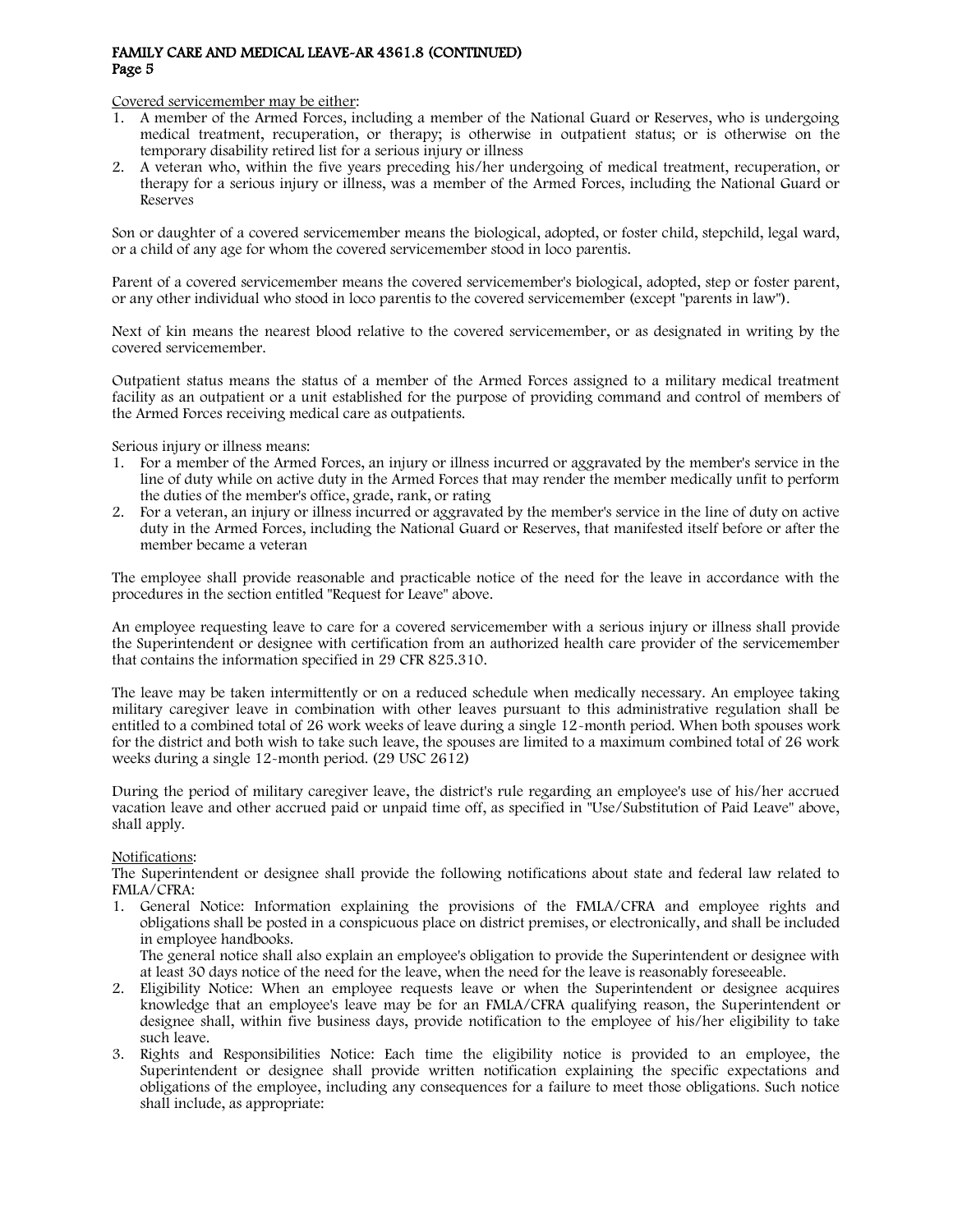Covered servicemember may be either:

1. A member of the Armed Forces, including a member of the National Guard or Reserves, who is undergoing medical treatment, recuperation, or therapy; is otherwise in outpatient status; or is otherwise on the temporary disability retired list for a serious injury or illness
2. A veteran who, within the five years preceding his/her undergoing of medical treatment, recuperation, or therapy for a serious injury or illness, was a member of the Armed Forces, including the National Guard or Reserves

Son or daughter of a covered servicemember means the biological, adopted, or foster child, stepchild, legal ward, or a child of any age for whom the covered servicemember stood in loco parentis.

Parent of a covered servicemember means the covered servicemember's biological, adopted, step or foster parent, or any other individual who stood in loco parentis to the covered servicemember (except "parents in law").

Next of kin means the nearest blood relative to the covered servicemember, or as designated in writing by the covered servicemember.

Outpatient status means the status of a member of the Armed Forces assigned to a military medical treatment facility as an outpatient or a unit established for the purpose of providing command and control of members of the Armed Forces receiving medical care as outpatients.

Serious injury or illness means:

1. For a member of the Armed Forces, an injury or illness incurred or aggravated by the member's service in the line of duty while on active duty in the Armed Forces that may render the member medically unfit to perform the duties of the member's office, grade, rank, or rating
2. For a veteran, an injury or illness incurred or aggravated by the member's service in the line of duty on active duty in the Armed Forces, including the National Guard or Reserves, that manifested itself before or after the member became a veteran

The employee shall provide reasonable and practicable notice of the need for the leave in accordance with the procedures in the section entitled "Request for Leave" above.

An employee requesting leave to care for a covered servicemember with a serious injury or illness shall provide the Superintendent or designee with certification from an authorized health care provider of the servicemember that contains the information specified in 29 CFR 825.310.

The leave may be taken intermittently or on a reduced schedule when medically necessary. An employee taking military caregiver leave in combination with other leaves pursuant to this administrative regulation shall be entitled to a combined total of 26 work weeks of leave during a single 12-month period. When both spouses work for the district and both wish to take such leave, the spouses are limited to a maximum combined total of 26 work weeks during a single 12-month period. (29 USC 2612)

During the period of military caregiver leave, the district's rule regarding an employee's use of his/her accrued vacation leave and other accrued paid or unpaid time off, as specified in "Use/Substitution of Paid Leave" above, shall apply.

Notifications:

The Superintendent or designee shall provide the following notifications about state and federal law related to FMLA/CFRA:

1. General Notice: Information explaining the provisions of the FMLA/CFRA and employee rights and obligations shall be posted in a conspicuous place on district premises, or electronically, and shall be included in employee handbooks.

   The general notice shall also explain an employee's obligation to provide the Superintendent or designee with at least 30 days notice of the need for the leave, when the need for the leave is reasonably foreseeable.
2. Eligibility Notice: When an employee requests leave or when the Superintendent or designee acquires knowledge that an employee's leave may be for an FMLA/CFRA qualifying reason, the Superintendent or designee shall, within five business days, provide notification to the employee of his/her eligibility to take such leave.
3. Rights and Responsibilities Notice: Each time the eligibility notice is provided to an employee, the Superintendent or designee shall provide written notification explaining the specific expectations and obligations of the employee, including any consequences for a failure to meet those obligations. Such notice shall include, as appropriate: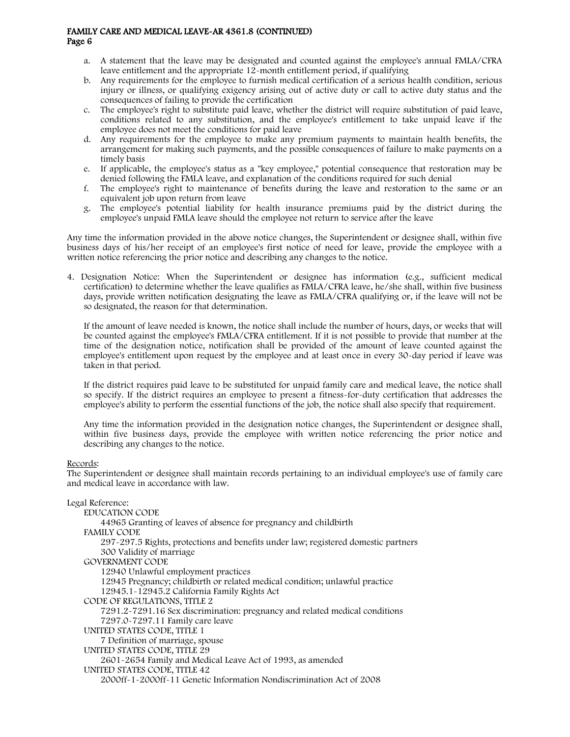a. A statement that the leave may be designated and counted against the employee's annual FMLA/CFRA leave entitlement and the appropriate 12-month entitlement period, if qualifying
b. Any requirements for the employee to furnish medical certification of a serious health condition, serious injury or illness, or qualifying exigency arising out of active duty or call to active duty status and the consequences of failing to provide the certification
c. The employee's right to substitute paid leave, whether the district will require substitution of paid leave, conditions related to any substitution, and the employee's entitlement to take unpaid leave if the employee does not meet the conditions for paid leave
d. Any requirements for the employee to make any premium payments to maintain health benefits, the arrangement for making such payments, and the possible consequences of failure to make payments on a timely basis
e. If applicable, the employee's status as a "key employee," potential consequence that restoration may be denied following the FMLA leave, and explanation of the conditions required for such denial
f. The employee's right to maintenance of benefits during the leave and restoration to the same or an equivalent job upon return from leave
g. The employee's potential liability for health insurance premiums paid by the district during the employee's unpaid FMLA leave should the employee not return to service after the leave

Any time the information provided in the above notice changes, the Superintendent or designee shall, within five business days of his/her receipt of an employee's first notice of need for leave, provide the employee with a written notice referencing the prior notice and describing any changes to the notice.

4. Designation Notice: When the Superintendent or designee has information (e.g., sufficient medical certification) to determine whether the leave qualifies as FMLA/CFRA leave, he/she shall, within five business days, provide written notification designating the leave as FMLA/CFRA qualifying or, if the leave will not be so designated, the reason for that determination.

   If the amount of leave needed is known, the notice shall include the number of hours, days, or weeks that will be counted against the employee's FMLA/CFRA entitlement. If it is not possible to provide that number at the time of the designation notice, notification shall be provided of the amount of leave counted against the employee's entitlement upon request by the employee and at least once in every 30-day period if leave was taken in that period.

   If the district requires paid leave to be substituted for unpaid family care and medical leave, the notice shall so specify. If the district requires an employee to present a fitness-for-duty certification that addresses the employee's ability to perform the essential functions of the job, the notice shall also specify that requirement.

   Any time the information provided in the designation notice changes, the Superintendent or designee shall, within five business days, provide the employee with written notice referencing the prior notice and describing any changes to the notice.

Records:

The Superintendent or designee shall maintain records pertaining to an individual employee's use of family care and medical leave in accordance with law.

Legal Reference:

EDUCATION CODE
- 44965 Granting of leaves of absence for pregnancy and childbirth

FAMILY CODE
- 297-297.5 Rights, protections and benefits under law; registered domestic partners
- 300 Validity of marriage

GOVERNMENT CODE
- 12940 Unlawful employment practices
- 12945 Pregnancy; childbirth or related medical condition; unlawful practice
- 12945.1-12945.2 California Family Rights Act

CODE OF REGULATIONS, TITLE 2
- 7291.2-7291.16 Sex discrimination: pregnancy and related medical conditions
- 7297.0-7297.11 Family care leave

UNITED STATES CODE, TITLE 1
- 7 Definition of marriage, spouse

UNITED STATES CODE, TITLE 29
- 2601-2654 Family and Medical Leave Act of 1993, as amended

UNITED STATES CODE, TITLE 42
- 2000ff-1-2000ff-11 Genetic Information Nondiscrimination Act of 2008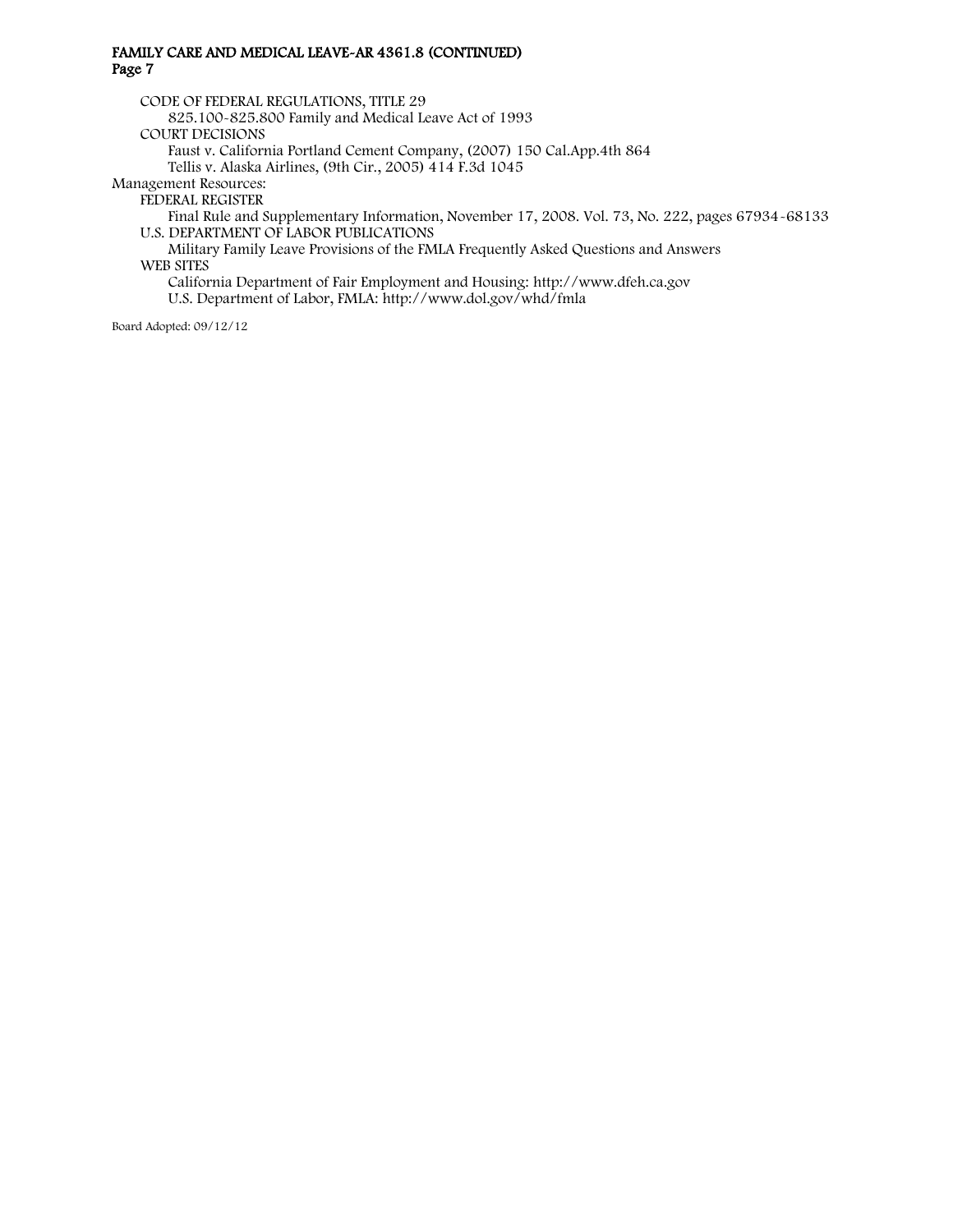CODE OF FEDERAL REGULATIONS, TITLE 29

825.100-825.800 Family and Medical Leave Act of 1993

COURT DECISIONS

Faust v. California Portland Cement Company, (2007) 150 Cal.App.4th 864

Tellis v. Alaska Airlines, (9th Cir., 2005) 414 F.3d 1045

Management Resources:

FEDERAL REGISTER

Final Rule and Supplementary Information, November 17, 2008. Vol. 73, No. 222, pages 67934-68133

U.S. DEPARTMENT OF LABOR PUBLICATIONS

Military Family Leave Provisions of the FMLA Frequently Asked Questions and Answers

WEB SITES

California Department of Fair Employment and Housing: http://www.dfeh.ca.gov

U.S. Department of Labor, FMLA: http://www.dol.gov/whd/fmla

Board Adopted: 09/12/12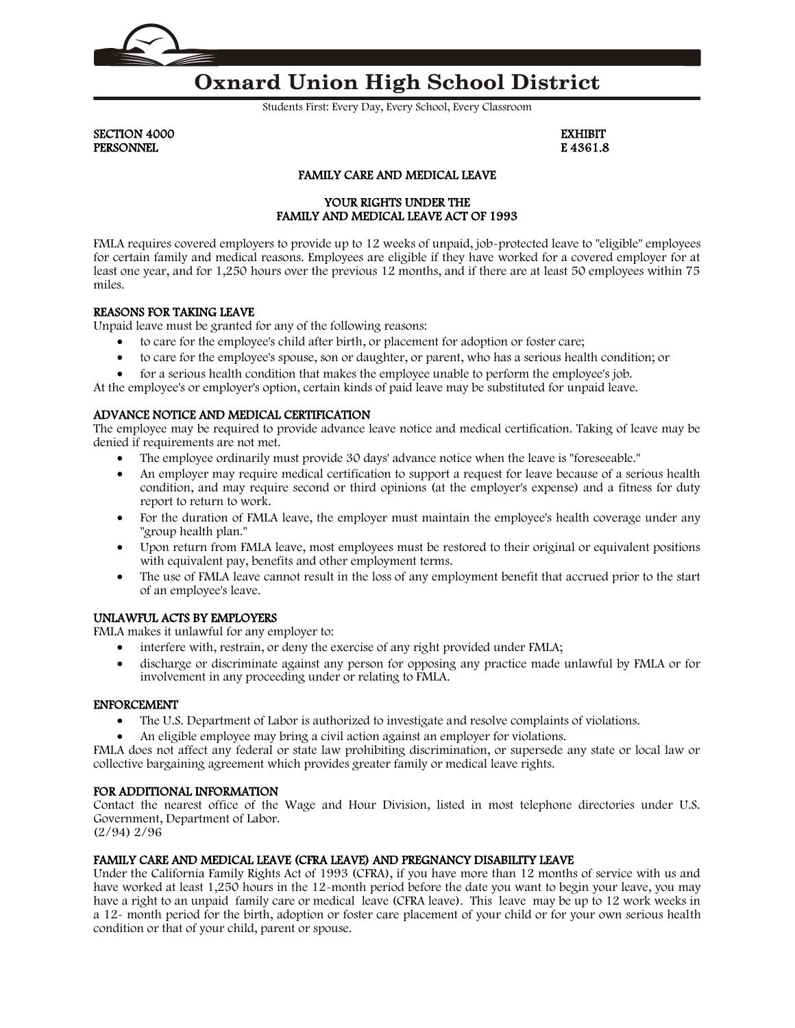# Oxnard Union High School District

Students First: Every Day, Every School, Every Classroom

**SECTION 4000**
**PERSONNEL**

**EXHIBIT**
**E 4361.8**

## FAMILY CARE AND MEDICAL LEAVE

## YOUR RIGHTS UNDER THE FAMILY AND MEDICAL LEAVE ACT OF 1993

FMLA requires covered employers to provide up to 12 weeks of unpaid, job-protected leave to "eligible" employees for certain family and medical reasons. Employees are eligible if they have worked for a covered employer for at least one year, and for 1,250 hours over the previous 12 months, and if there are at least 50 employees within 75 miles.

### REASONS FOR TAKING LEAVE

Unpaid leave must be granted for any of the following reasons:

- to care for the employee's child after birth, or placement for adoption or foster care;
- to care for the employee's spouse, son or daughter, or parent, who has a serious health condition; or
- for a serious health condition that makes the employee unable to perform the employee's job.

At the employee's or employer's option, certain kinds of paid leave may be substituted for unpaid leave.

### ADVANCE NOTICE AND MEDICAL CERTIFICATION

The employee may be required to provide advance leave notice and medical certification. Taking of leave may be denied if requirements are not met.

- The employee ordinarily must provide 30 days' advance notice when the leave is "foreseeable."
- An employer may require medical certification to support a request for leave because of a serious health condition, and may require second or third opinions (at the employer's expense) and a fitness for duty report to return to work.
- For the duration of FMLA leave, the employer must maintain the employee's health coverage under any "group health plan."
- Upon return from FMLA leave, most employees must be restored to their original or equivalent positions with equivalent pay, benefits and other employment terms.
- The use of FMLA leave cannot result in the loss of any employment benefit that accrued prior to the start of an employee's leave.

### UNLAWFUL ACTS BY EMPLOYERS

FMLA makes it unlawful for any employer to:

- interfere with, restrain, or deny the exercise of any right provided under FMLA;
- discharge or discriminate against any person for opposing any practice made unlawful by FMLA or for involvement in any proceeding under or relating to FMLA.

### ENFORCEMENT

- The U.S. Department of Labor is authorized to investigate and resolve complaints of violations.
- An eligible employee may bring a civil action against an employer for violations.

FMLA does not affect any federal or state law prohibiting discrimination, or supersede any state or local law or collective bargaining agreement which provides greater family or medical leave rights.

### FOR ADDITIONAL INFORMATION

Contact the nearest office of the Wage and Hour Division, listed in most telephone directories under U.S. Government, Department of Labor.
(2/94) 2/96

### FAMILY CARE AND MEDICAL LEAVE (CFRA LEAVE) AND PREGNANCY DISABILITY LEAVE

Under the California Family Rights Act of 1993 (CFRA), if you have more than 12 months of service with us and have worked at least 1,250 hours in the 12-month period before the date you want to begin your leave, you may have a right to an unpaid family care or medical leave (CFRA leave). This leave may be up to 12 work weeks in a 12- month period for the birth, adoption or foster care placement of your child or for your own serious health condition or that of your child, parent or spouse.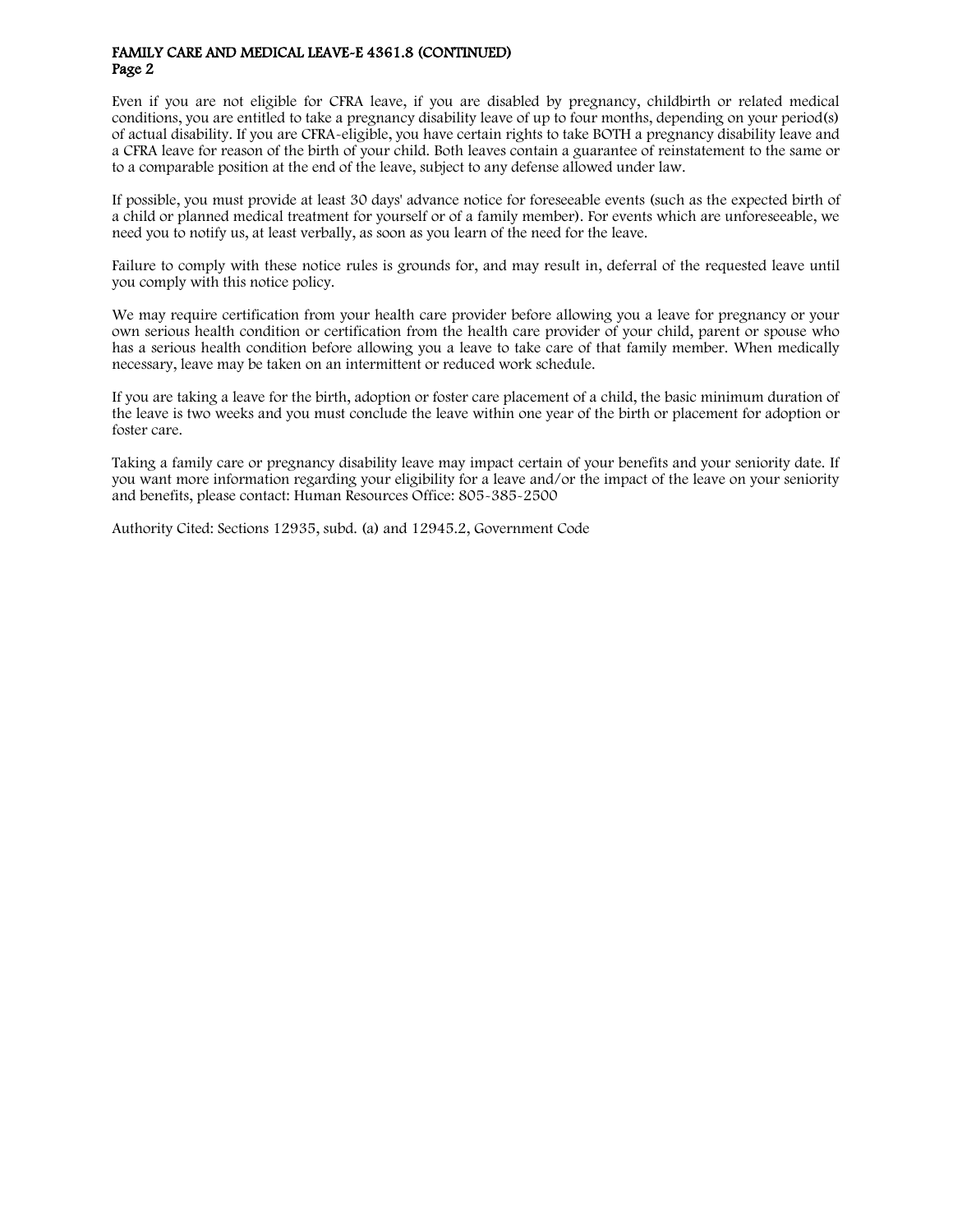**FAMILY CARE AND MEDICAL LEAVE-E 4361.8 (CONTINUED)**
**Page 2**

Even if you are not eligible for CFRA leave, if you are disabled by pregnancy, childbirth or related medical conditions, you are entitled to take a pregnancy disability leave of up to four months, depending on your period(s) of actual disability. If you are CFRA-eligible, you have certain rights to take BOTH a pregnancy disability leave and a CFRA leave for reason of the birth of your child. Both leaves contain a guarantee of reinstatement to the same or to a comparable position at the end of the leave, subject to any defense allowed under law.

If possible, you must provide at least 30 days' advance notice for foreseeable events (such as the expected birth of a child or planned medical treatment for yourself or of a family member). For events which are unforeseeable, we need you to notify us, at least verbally, as soon as you learn of the need for the leave.

Failure to comply with these notice rules is grounds for, and may result in, deferral of the requested leave until you comply with this notice policy.

We may require certification from your health care provider before allowing you a leave for pregnancy or your own serious health condition or certification from the health care provider of your child, parent or spouse who has a serious health condition before allowing you a leave to take care of that family member. When medically necessary, leave may be taken on an intermittent or reduced work schedule.

If you are taking a leave for the birth, adoption or foster care placement of a child, the basic minimum duration of the leave is two weeks and you must conclude the leave within one year of the birth or placement for adoption or foster care.

Taking a family care or pregnancy disability leave may impact certain of your benefits and your seniority date. If you want more information regarding your eligibility for a leave and/or the impact of the leave on your seniority and benefits, please contact: Human Resources Office: 805-385-2500

Authority Cited: Sections 12935, subd. (a) and 12945.2, Government Code